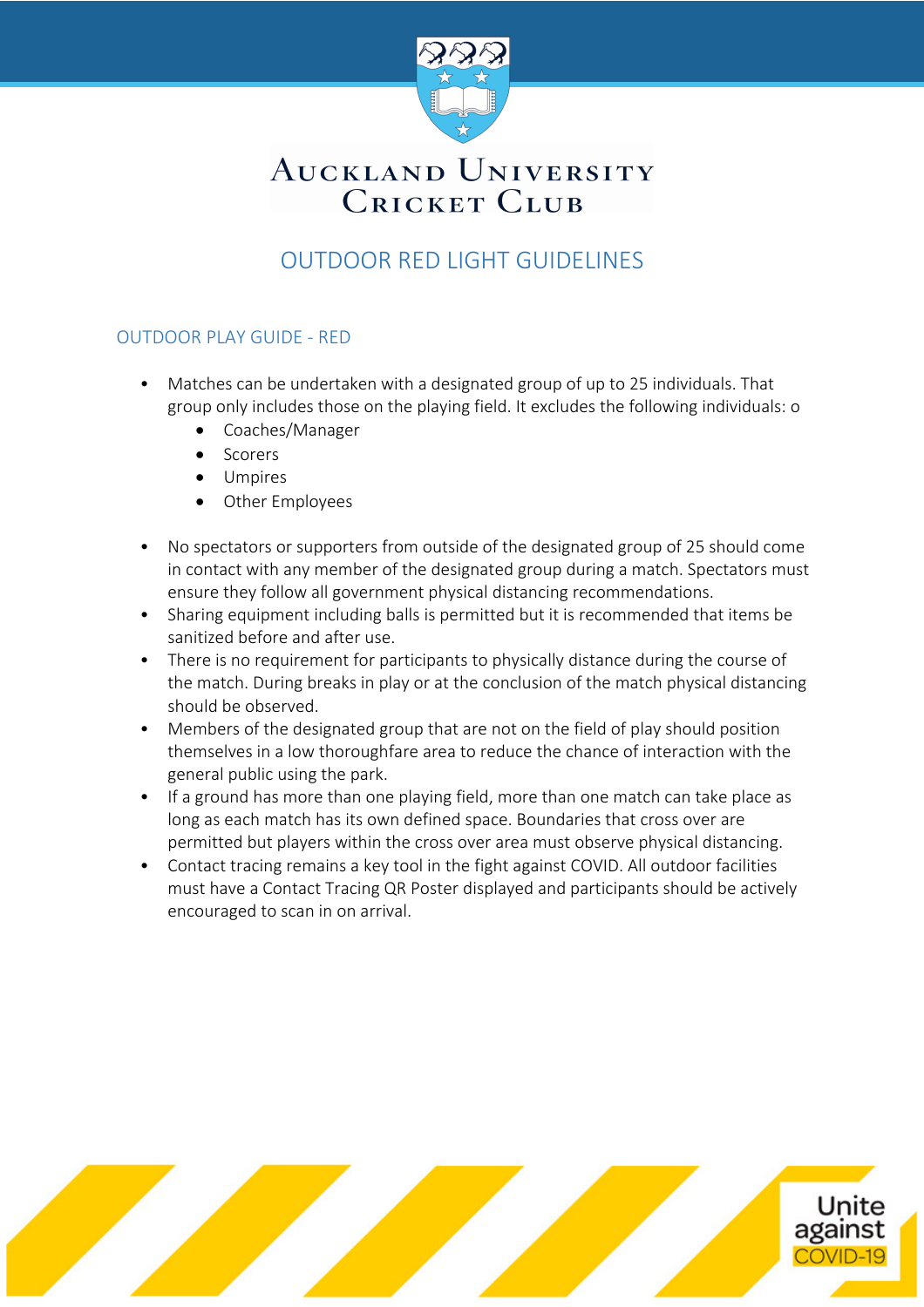# Auckland University Cricket Club

## OUTDOOR RED LIGHT GUIDELINES

### OUTDOOR PLAY GUIDE - RED

- Matches can be undertaken with a designated group of up to 25 individuals. That group only includes those on the playing field. It excludes the following individuals: o
  - Coaches/Manager
  - Scorers
  - Umpires
  - Other Employees

- No spectators or supporters from outside of the designated group of 25 should come in contact with any member of the designated group during a match. Spectators must ensure they follow all government physical distancing recommendations.
- Sharing equipment including balls is permitted but it is recommended that items be sanitized before and after use.
- There is no requirement for participants to physically distance during the course of the match. During breaks in play or at the conclusion of the match physical distancing should be observed.
- Members of the designated group that are not on the field of play should position themselves in a low thoroughfare area to reduce the chance of interaction with the general public using the park.
- If a ground has more than one playing field, more than one match can take place as long as each match has its own defined space. Boundaries that cross over are permitted but players within the cross over area must observe physical distancing.
- Contact tracing remains a key tool in the fight against COVID. All outdoor facilities must have a Contact Tracing QR Poster displayed and participants should be actively encouraged to scan in on arrival.

Unite against COVID-19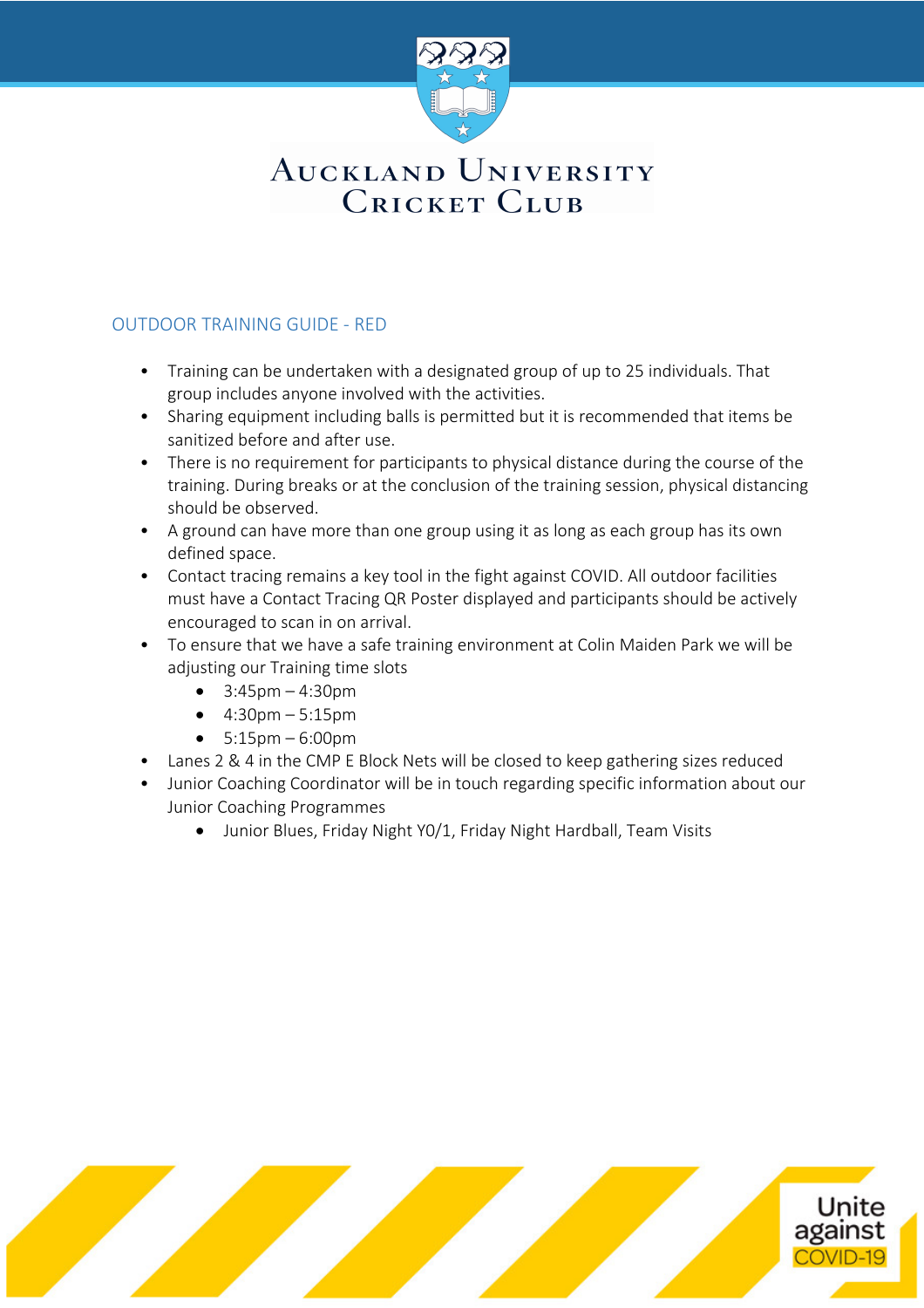# Auckland University Cricket Club

## OUTDOOR TRAINING GUIDE - RED

- Training can be undertaken with a designated group of up to 25 individuals. That group includes anyone involved with the activities.
- Sharing equipment including balls is permitted but it is recommended that items be sanitized before and after use.
- There is no requirement for participants to physical distance during the course of the training. During breaks or at the conclusion of the training session, physical distancing should be observed.
- A ground can have more than one group using it as long as each group has its own defined space.
- Contact tracing remains a key tool in the fight against COVID. All outdoor facilities must have a Contact Tracing QR Poster displayed and participants should be actively encouraged to scan in on arrival.
- To ensure that we have a safe training environment at Colin Maiden Park we will be adjusting our Training time slots
  - 3:45pm – 4:30pm
  - 4:30pm – 5:15pm
  - 5:15pm – 6:00pm
- Lanes 2 & 4 in the CMP E Block Nets will be closed to keep gathering sizes reduced
- Junior Coaching Coordinator will be in touch regarding specific information about our Junior Coaching Programmes
  - Junior Blues, Friday Night Y0/1, Friday Night Hardball, Team Visits

Unite against COVID-19